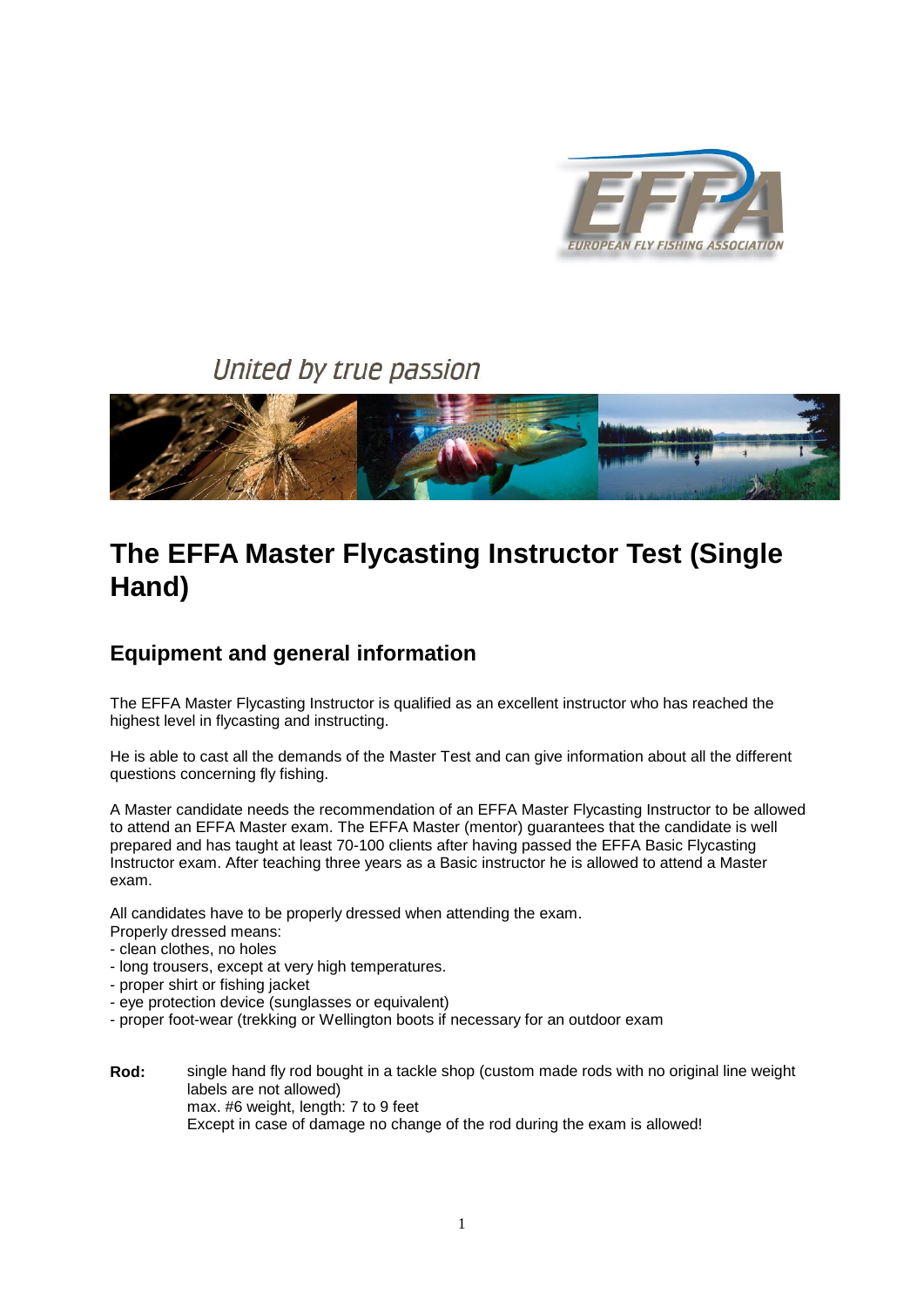United by true passion

# The EFFA Master Flycasting Instructor Test (Single Hand)

## Equipment and general information

The EFFA Master Flycasting Instructor is qualified as an excellent instructor who has reached the highest level in flycasting and instructing.

He is able to cast all the demands of the Master Test and can give information about all the different questions concerning fly fishing.

A Master candidate needs the recommendation of an EFFA Master Flycasting Instructor to be allowed to attend an EFFA Master exam. The EFFA Master (mentor) guarantees that the candidate is well prepared and has taught at least 70-100 clients after having passed the EFFA Basic Flycasting Instructor exam. After teaching three years as a Basic instructor he is allowed to attend a Master exam.

All candidates have to be properly dressed when attending the exam.
Properly dressed means:
- clean clothes, no holes
- long trousers, except at very high temperatures.
- proper shirt or fishing jacket
- eye protection device (sunglasses or equivalent)
- proper foot-wear (trekking or Wellington boots if necessary for an outdoor exam

**Rod:** single hand fly rod bought in a tackle shop (custom made rods with no original line weight labels are not allowed)
max. #6 weight, length: 7 to 9 feet
Except in case of damage no change of the rod during the exam is allowed!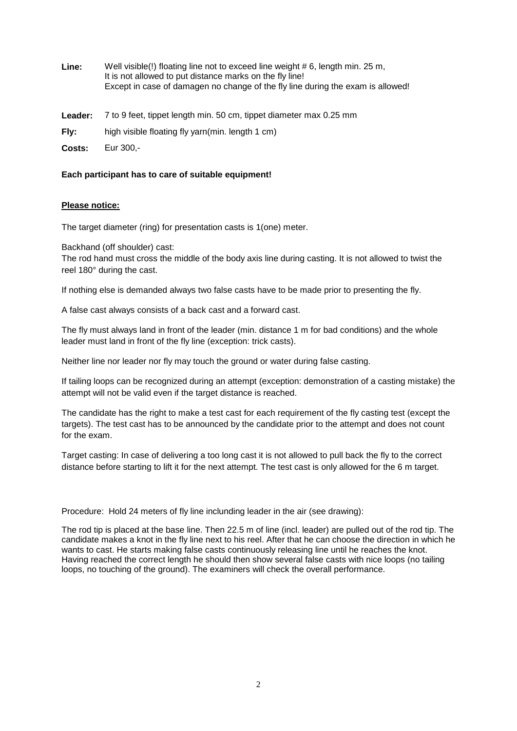**Line:** Well visible(!) floating line not to exceed line weight # 6, length min. 25 m,
It is not allowed to put distance marks on the fly line!
Except in case of damagen no change of the fly line during the exam is allowed!

**Leader:** 7 to 9 feet, tippet length min. 50 cm, tippet diameter max 0.25 mm

**Fly:** high visible floating fly yarn(min. length 1 cm)

**Costs:** Eur 300,-

**Each participant has to care of suitable equipment!**

**Please notice:**

The target diameter (ring) for presentation casts is 1(one) meter.

Backhand (off shoulder) cast:
The rod hand must cross the middle of the body axis line during casting. It is not allowed to twist the reel 180° during the cast.

If nothing else is demanded always two false casts have to be made prior to presenting the fly.

A false cast always consists of a back cast and a forward cast.

The fly must always land in front of the leader (min. distance 1 m for bad conditions) and the whole leader must land in front of the fly line (exception: trick casts).

Neither line nor leader nor fly may touch the ground or water during false casting.

If tailing loops can be recognized during an attempt (exception: demonstration of a casting mistake) the attempt will not be valid even if the target distance is reached.

The candidate has the right to make a test cast for each requirement of the fly casting test (except the targets). The test cast has to be announced by the candidate prior to the attempt and does not count for the exam.

Target casting: In case of delivering a too long cast it is not allowed to pull back the fly to the correct distance before starting to lift it for the next attempt. The test cast is only allowed for the 6 m target.

Procedure: Hold 24 meters of fly line inclunding leader in the air (see drawing):

The rod tip is placed at the base line. Then 22.5 m of line (incl. leader) are pulled out of the rod tip. The candidate makes a knot in the fly line next to his reel. After that he can choose the direction in which he wants to cast. He starts making false casts continuously releasing line until he reaches the knot. Having reached the correct length he should then show several false casts with nice loops (no tailing loops, no touching of the ground). The examiners will check the overall performance.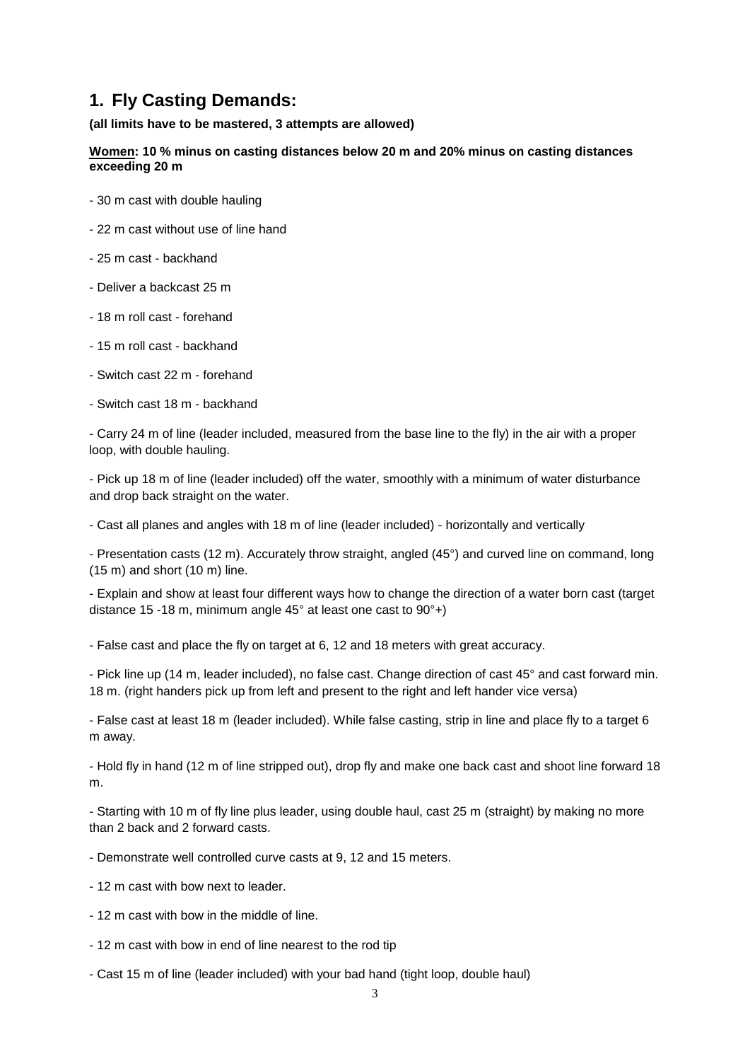## 1. Fly Casting Demands:

**(all limits have to be mastered, 3 attempts are allowed)**

**<u>Women</u>: 10 % minus on casting distances below 20 m and 20% minus on casting distances exceeding 20 m**

- 30 m cast with double hauling
- 22 m cast without use of line hand
- 25 m cast - backhand
- Deliver a backcast 25 m
- 18 m roll cast - forehand
- 15 m roll cast - backhand
- Switch cast 22 m - forehand
- Switch cast 18 m - backhand
- Carry 24 m of line (leader included, measured from the base line to the fly) in the air with a proper loop, with double hauling.
- Pick up 18 m of line (leader included) off the water, smoothly with a minimum of water disturbance and drop back straight on the water.
- Cast all planes and angles with 18 m of line (leader included) - horizontally and vertically
- Presentation casts (12 m). Accurately throw straight, angled (45°) and curved line on command, long (15 m) and short (10 m) line.
- Explain and show at least four different ways how to change the direction of a water born cast (target distance 15 -18 m, minimum angle 45° at least one cast to 90°+)
- False cast and place the fly on target at 6, 12 and 18 meters with great accuracy.
- Pick line up (14 m, leader included), no false cast. Change direction of cast 45° and cast forward min. 18 m. (right handers pick up from left and present to the right and left hander vice versa)
- False cast at least 18 m (leader included). While false casting, strip in line and place fly to a target 6 m away.
- Hold fly in hand (12 m of line stripped out), drop fly and make one back cast and shoot line forward 18 m.
- Starting with 10 m of fly line plus leader, using double haul, cast 25 m (straight) by making no more than 2 back and 2 forward casts.
- Demonstrate well controlled curve casts at 9, 12 and 15 meters.
- 12 m cast with bow next to leader.
- 12 m cast with bow in the middle of line.
- 12 m cast with bow in end of line nearest to the rod tip
- Cast 15 m of line (leader included) with your bad hand (tight loop, double haul)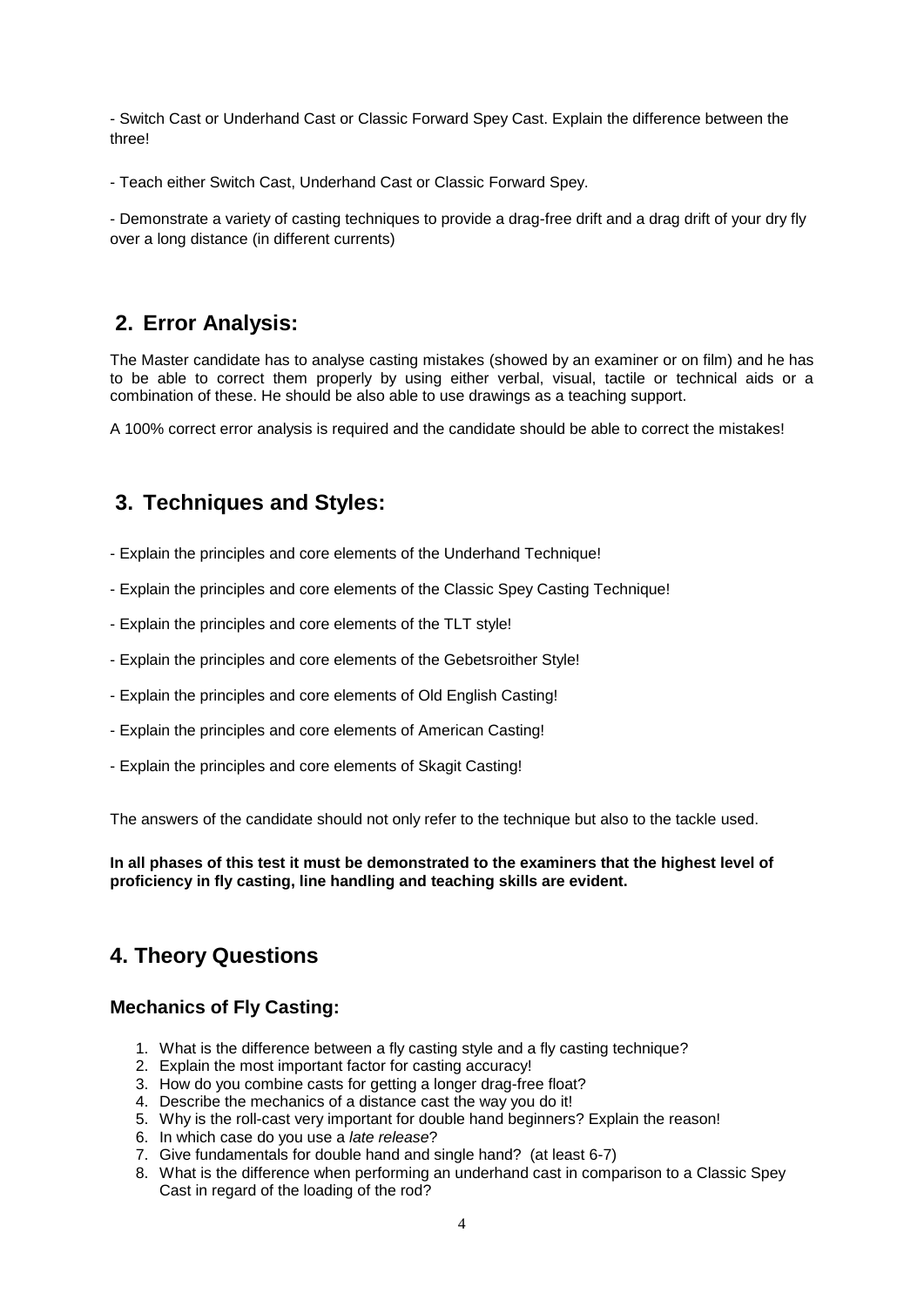- Switch Cast or Underhand Cast or Classic Forward Spey Cast. Explain the difference between the three!

- Teach either Switch Cast, Underhand Cast or Classic Forward Spey.

- Demonstrate a variety of casting techniques to provide a drag-free drift and a drag drift of your dry fly over a long distance (in different currents)

## 2. Error Analysis:

The Master candidate has to analyse casting mistakes (showed by an examiner or on film) and he has to be able to correct them properly by using either verbal, visual, tactile or technical aids or a combination of these. He should be also able to use drawings as a teaching support.

A 100% correct error analysis is required and the candidate should be able to correct the mistakes!

## 3. Techniques and Styles:

- Explain the principles and core elements of the Underhand Technique!

- Explain the principles and core elements of the Classic Spey Casting Technique!

- Explain the principles and core elements of the TLT style!

- Explain the principles and core elements of the Gebetsroither Style!

- Explain the principles and core elements of Old English Casting!

- Explain the principles and core elements of American Casting!

- Explain the principles and core elements of Skagit Casting!

The answers of the candidate should not only refer to the technique but also to the tackle used.

**In all phases of this test it must be demonstrated to the examiners that the highest level of proficiency in fly casting, line handling and teaching skills are evident.**

## 4. Theory Questions

### Mechanics of Fly Casting:

1. What is the difference between a fly casting style and a fly casting technique?
2. Explain the most important factor for casting accuracy!
3. How do you combine casts for getting a longer drag-free float?
4. Describe the mechanics of a distance cast the way you do it!
5. Why is the roll-cast very important for double hand beginners? Explain the reason!
6. In which case do you use a *late release*?
7. Give fundamentals for double hand and single hand? (at least 6-7)
8. What is the difference when performing an underhand cast in comparison to a Classic Spey Cast in regard of the loading of the rod?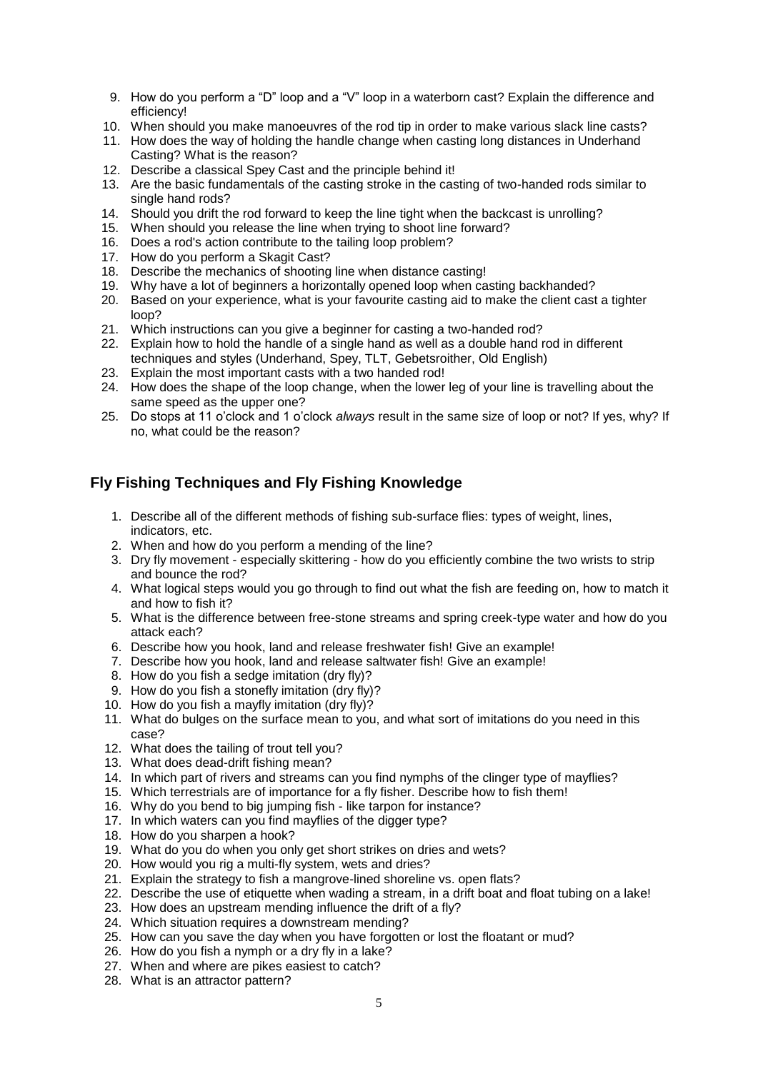9. How do you perform a "D" loop and a "V" loop in a waterborn cast? Explain the difference and efficiency!
10. When should you make manoeuvres of the rod tip in order to make various slack line casts?
11. How does the way of holding the handle change when casting long distances in Underhand Casting? What is the reason?
12. Describe a classical Spey Cast and the principle behind it!
13. Are the basic fundamentals of the casting stroke in the casting of two-handed rods similar to single hand rods?
14. Should you drift the rod forward to keep the line tight when the backcast is unrolling?
15. When should you release the line when trying to shoot line forward?
16. Does a rod's action contribute to the tailing loop problem?
17. How do you perform a Skagit Cast?
18. Describe the mechanics of shooting line when distance casting!
19. Why have a lot of beginners a horizontally opened loop when casting backhanded?
20. Based on your experience, what is your favourite casting aid to make the client cast a tighter loop?
21. Which instructions can you give a beginner for casting a two-handed rod?
22. Explain how to hold the handle of a single hand as well as a double hand rod in different techniques and styles (Underhand, Spey, TLT, Gebetsroither, Old English)
23. Explain the most important casts with a two handed rod!
24. How does the shape of the loop change, when the lower leg of your line is travelling about the same speed as the upper one?
25. Do stops at 11 o'clock and 1 o'clock *always* result in the same size of loop or not? If yes, why? If no, what could be the reason?

## Fly Fishing Techniques and Fly Fishing Knowledge

1. Describe all of the different methods of fishing sub-surface flies: types of weight, lines, indicators, etc.
2. When and how do you perform a mending of the line?
3. Dry fly movement - especially skittering - how do you efficiently combine the two wrists to strip and bounce the rod?
4. What logical steps would you go through to find out what the fish are feeding on, how to match it and how to fish it?
5. What is the difference between free-stone streams and spring creek-type water and how do you attack each?
6. Describe how you hook, land and release freshwater fish! Give an example!
7. Describe how you hook, land and release saltwater fish! Give an example!
8. How do you fish a sedge imitation (dry fly)?
9. How do you fish a stonefly imitation (dry fly)?
10. How do you fish a mayfly imitation (dry fly)?
11. What do bulges on the surface mean to you, and what sort of imitations do you need in this case?
12. What does the tailing of trout tell you?
13. What does dead-drift fishing mean?
14. In which part of rivers and streams can you find nymphs of the clinger type of mayflies?
15. Which terrestrials are of importance for a fly fisher. Describe how to fish them!
16. Why do you bend to big jumping fish - like tarpon for instance?
17. In which waters can you find mayflies of the digger type?
18. How do you sharpen a hook?
19. What do you do when you only get short strikes on dries and wets?
20. How would you rig a multi-fly system, wets and dries?
21. Explain the strategy to fish a mangrove-lined shoreline vs. open flats?
22. Describe the use of etiquette when wading a stream, in a drift boat and float tubing on a lake!
23. How does an upstream mending influence the drift of a fly?
24. Which situation requires a downstream mending?
25. How can you save the day when you have forgotten or lost the floatant or mud?
26. How do you fish a nymph or a dry fly in a lake?
27. When and where are pikes easiest to catch?
28. What is an attractor pattern?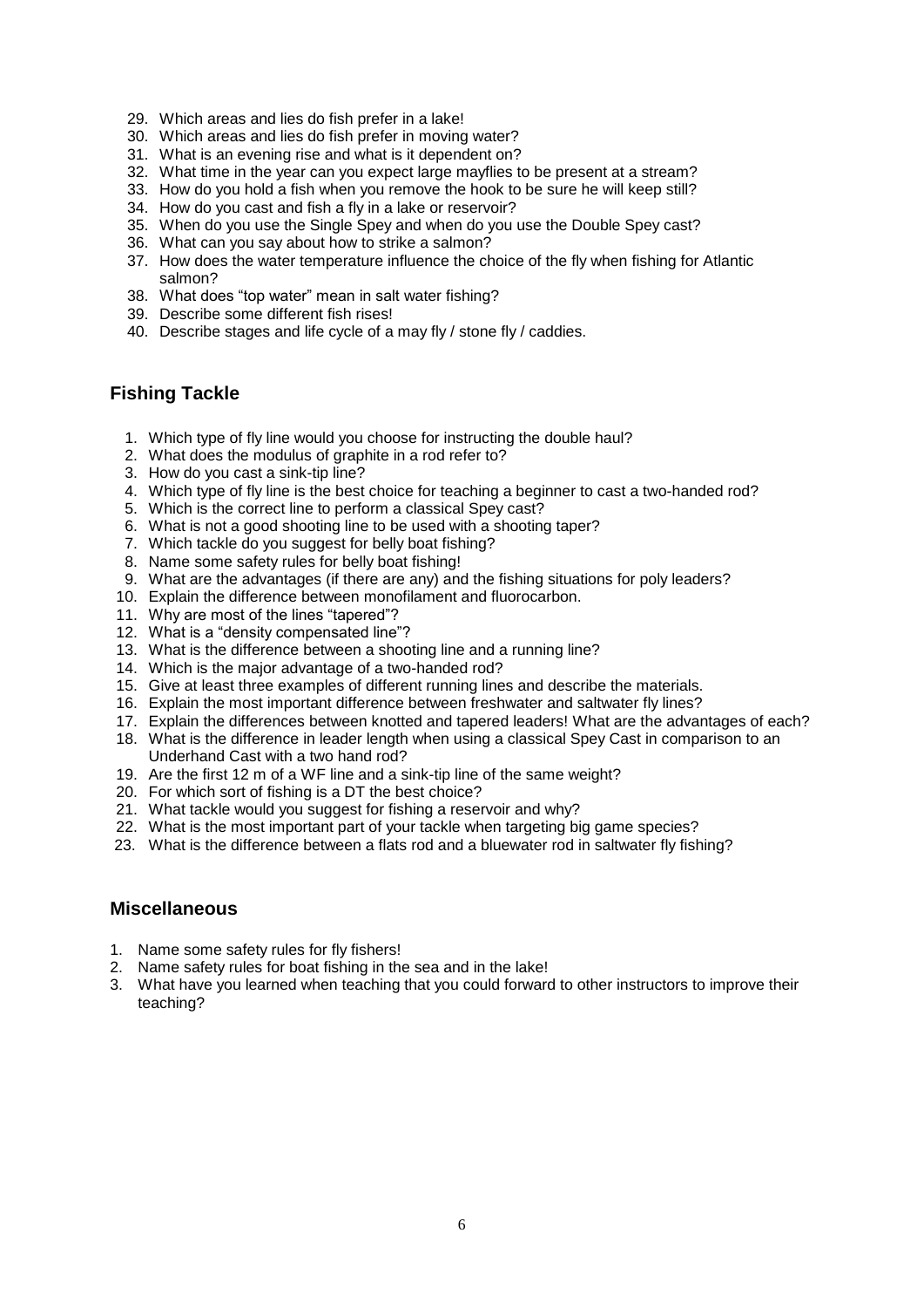29. Which areas and lies do fish prefer in a lake!
30. Which areas and lies do fish prefer in moving water?
31. What is an evening rise and what is it dependent on?
32. What time in the year can you expect large mayflies to be present at a stream?
33. How do you hold a fish when you remove the hook to be sure he will keep still?
34. How do you cast and fish a fly in a lake or reservoir?
35. When do you use the Single Spey and when do you use the Double Spey cast?
36. What can you say about how to strike a salmon?
37. How does the water temperature influence the choice of the fly when fishing for Atlantic salmon?
38. What does "top water" mean in salt water fishing?
39. Describe some different fish rises!
40. Describe stages and life cycle of a may fly / stone fly / caddies.

## Fishing Tackle

1. Which type of fly line would you choose for instructing the double haul?
2. What does the modulus of graphite in a rod refer to?
3. How do you cast a sink-tip line?
4. Which type of fly line is the best choice for teaching a beginner to cast a two-handed rod?
5. Which is the correct line to perform a classical Spey cast?
6. What is not a good shooting line to be used with a shooting taper?
7. Which tackle do you suggest for belly boat fishing?
8. Name some safety rules for belly boat fishing!
9. What are the advantages (if there are any) and the fishing situations for poly leaders?
10. Explain the difference between monofilament and fluorocarbon.
11. Why are most of the lines "tapered"?
12. What is a "density compensated line"?
13. What is the difference between a shooting line and a running line?
14. Which is the major advantage of a two-handed rod?
15. Give at least three examples of different running lines and describe the materials.
16. Explain the most important difference between freshwater and saltwater fly lines?
17. Explain the differences between knotted and tapered leaders! What are the advantages of each?
18. What is the difference in leader length when using a classical Spey Cast in comparison to an Underhand Cast with a two hand rod?
19. Are the first 12 m of a WF line and a sink-tip line of the same weight?
20. For which sort of fishing is a DT the best choice?
21. What tackle would you suggest for fishing a reservoir and why?
22. What is the most important part of your tackle when targeting big game species?
23. What is the difference between a flats rod and a bluewater rod in saltwater fly fishing?

## Miscellaneous

1. Name some safety rules for fly fishers!
2. Name safety rules for boat fishing in the sea and in the lake!
3. What have you learned when teaching that you could forward to other instructors to improve their teaching?